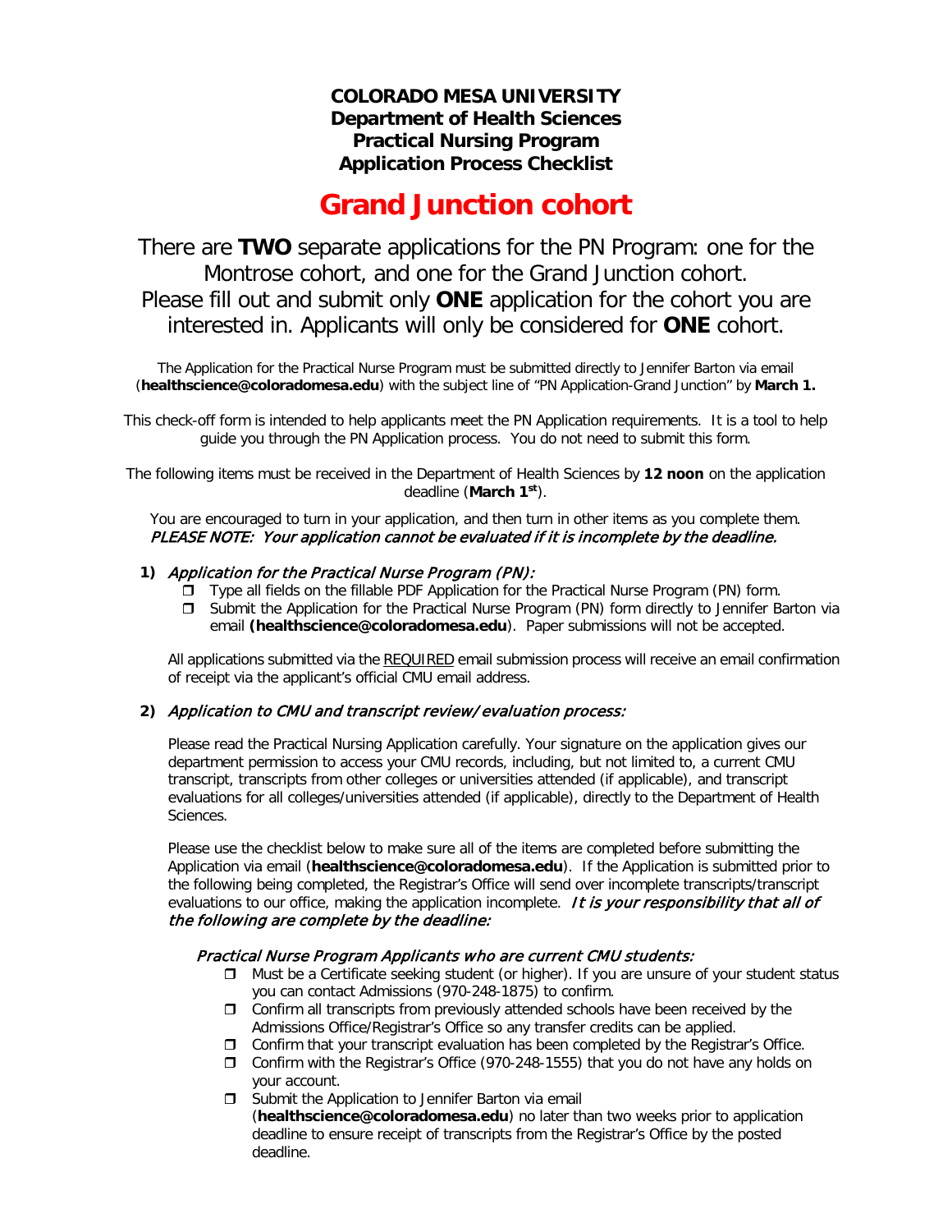# COLORADO MESA UNIVERSITY
## Department of Health Sciences
## Practical Nursing Program
## Application Process Checklist

# Grand Junction cohort

There are **TWO** separate applications for the PN Program: one for the Montrose cohort, and one for the Grand Junction cohort. Please fill out and submit only **ONE** application for the cohort you are interested in. Applicants will only be considered for **ONE** cohort.

The Application for the Practical Nurse Program must be submitted directly to Jennifer Barton via email (**healthscience@coloradomesa.edu**) with the subject line of "PN Application-Grand Junction" by **March 1.**

This check-off form is intended to help applicants meet the PN Application requirements. It is a tool to help guide you through the PN Application process. You do not need to submit this form.

The following items must be received in the Department of Health Sciences by **12 noon** on the application deadline (**March 1st**).

You are encouraged to turn in your application, and then turn in other items as you complete them. ***PLEASE NOTE: Your application cannot be evaluated if it is incomplete by the deadline.***

**1)** ***Application for the Practical Nurse Program (PN):***

- ❒ Type all fields on the fillable PDF Application for the Practical Nurse Program (PN) form.
- ❒ Submit the Application for the Practical Nurse Program (PN) form directly to Jennifer Barton via email **(healthscience@coloradomesa.edu**). Paper submissions will not be accepted.

All applications submitted via the REQUIRED email submission process will receive an email confirmation of receipt via the applicant's official CMU email address.

**2)** ***Application to CMU and transcript review/evaluation process:***

Please read the Practical Nursing Application carefully. Your signature on the application gives our department permission to access your CMU records, including, but not limited to, a current CMU transcript, transcripts from other colleges or universities attended (if applicable), and transcript evaluations for all colleges/universities attended (if applicable), directly to the Department of Health Sciences.

Please use the checklist below to make sure all of the items are completed before submitting the Application via email (**healthscience@coloradomesa.edu**). If the Application is submitted prior to the following being completed, the Registrar's Office will send over incomplete transcripts/transcript evaluations to our office, making the application incomplete. ***It is your responsibility that all of the following are complete by the deadline:***

*Practical Nurse Program Applicants who are current CMU students:*

- ❒ Must be a Certificate seeking student (or higher). If you are unsure of your student status you can contact Admissions (970-248-1875) to confirm.
- ❒ Confirm all transcripts from previously attended schools have been received by the Admissions Office/Registrar's Office so any transfer credits can be applied.
- ❒ Confirm that your transcript evaluation has been completed by the Registrar's Office.
- ❒ Confirm with the Registrar's Office (970-248-1555) that you do not have any holds on your account.
- ❒ Submit the Application to Jennifer Barton via email (**healthscience@coloradomesa.edu**) no later than two weeks prior to application deadline to ensure receipt of transcripts from the Registrar's Office by the posted deadline.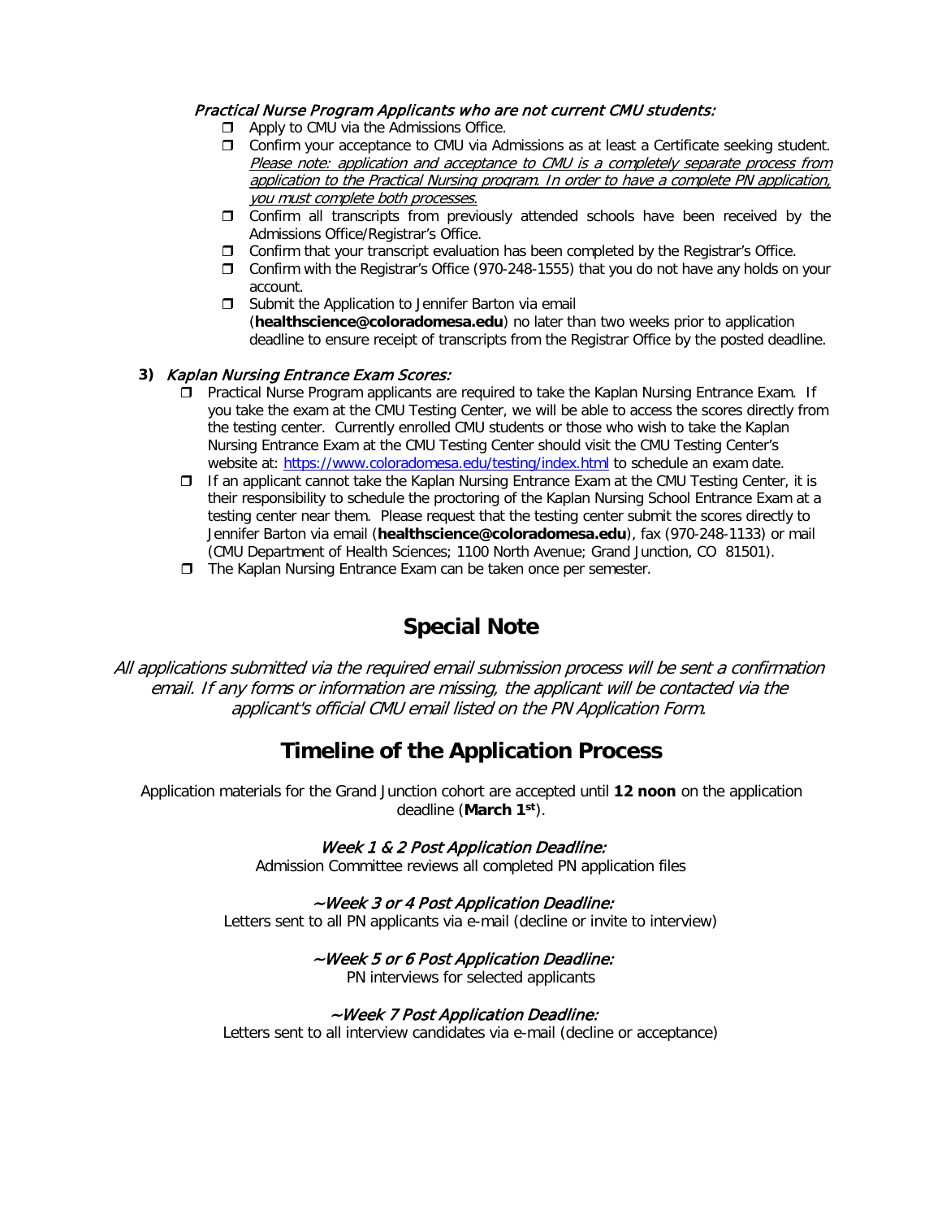*Practical Nurse Program Applicants who are not current CMU students:*

- ☐ Apply to CMU via the Admissions Office.
- ☐ Confirm your acceptance to CMU via Admissions as at least a Certificate seeking student. *Please note: application and acceptance to CMU is a completely separate process from application to the Practical Nursing program. In order to have a complete PN application, you must complete both processes.*
- ☐ Confirm all transcripts from previously attended schools have been received by the Admissions Office/Registrar's Office.
- ☐ Confirm that your transcript evaluation has been completed by the Registrar's Office.
- ☐ Confirm with the Registrar's Office (970-248-1555) that you do not have any holds on your account.
- ☐ Submit the Application to Jennifer Barton via email (**healthscience@coloradomesa.edu**) no later than two weeks prior to application deadline to ensure receipt of transcripts from the Registrar Office by the posted deadline.

**3)** *Kaplan Nursing Entrance Exam Scores:*

- ☐ Practical Nurse Program applicants are required to take the Kaplan Nursing Entrance Exam. If you take the exam at the CMU Testing Center, we will be able to access the scores directly from the testing center. Currently enrolled CMU students or those who wish to take the Kaplan Nursing Entrance Exam at the CMU Testing Center should visit the CMU Testing Center's website at: https://www.coloradomesa.edu/testing/index.html to schedule an exam date.
- ☐ If an applicant cannot take the Kaplan Nursing Entrance Exam at the CMU Testing Center, it is their responsibility to schedule the proctoring of the Kaplan Nursing School Entrance Exam at a testing center near them. Please request that the testing center submit the scores directly to Jennifer Barton via email (**healthscience@coloradomesa.edu**), fax (970-248-1133) or mail (CMU Department of Health Sciences; 1100 North Avenue; Grand Junction, CO 81501).
- ☐ The Kaplan Nursing Entrance Exam can be taken once per semester.

## Special Note

*All applications submitted via the required email submission process will be sent a confirmation email. If any forms or information are missing, the applicant will be contacted via the applicant's official CMU email listed on the PN Application Form.*

## Timeline of the Application Process

Application materials for the Grand Junction cohort are accepted until **12 noon** on the application deadline (**March 1st**).

*Week 1 & 2 Post Application Deadline:*
Admission Committee reviews all completed PN application files

*~Week 3 or 4 Post Application Deadline:*
Letters sent to all PN applicants via e-mail (decline or invite to interview)

*~Week 5 or 6 Post Application Deadline:*
PN interviews for selected applicants

*~Week 7 Post Application Deadline:*
Letters sent to all interview candidates via e-mail (decline or acceptance)